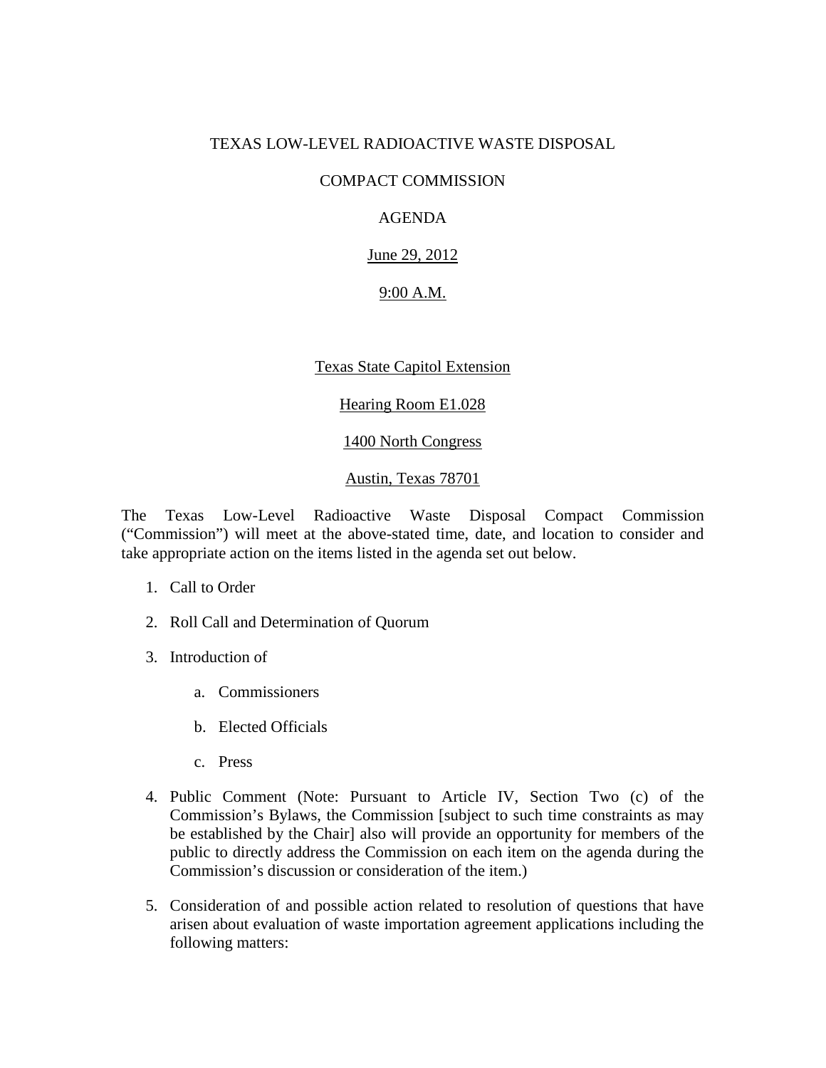TEXAS LOW-LEVEL RADIOACTIVE WASTE DISPOSAL

COMPACT COMMISSION

AGENDA

June 29, 2012

9:00 A.M.

Texas State Capitol Extension

Hearing Room E1.028

1400 North Congress

Austin, Texas 78701

The Texas Low-Level Radioactive Waste Disposal Compact Commission ("Commission") will meet at the above-stated time, date, and location to consider and take appropriate action on the items listed in the agenda set out below.

1. Call to Order
2. Roll Call and Determination of Quorum
3. Introduction of
    a. Commissioners
    b. Elected Officials
    c. Press
4. Public Comment (Note: Pursuant to Article IV, Section Two (c) of the Commission's Bylaws, the Commission [subject to such time constraints as may be established by the Chair] also will provide an opportunity for members of the public to directly address the Commission on each item on the agenda during the Commission's discussion or consideration of the item.)
5. Consideration of and possible action related to resolution of questions that have arisen about evaluation of waste importation agreement applications including the following matters: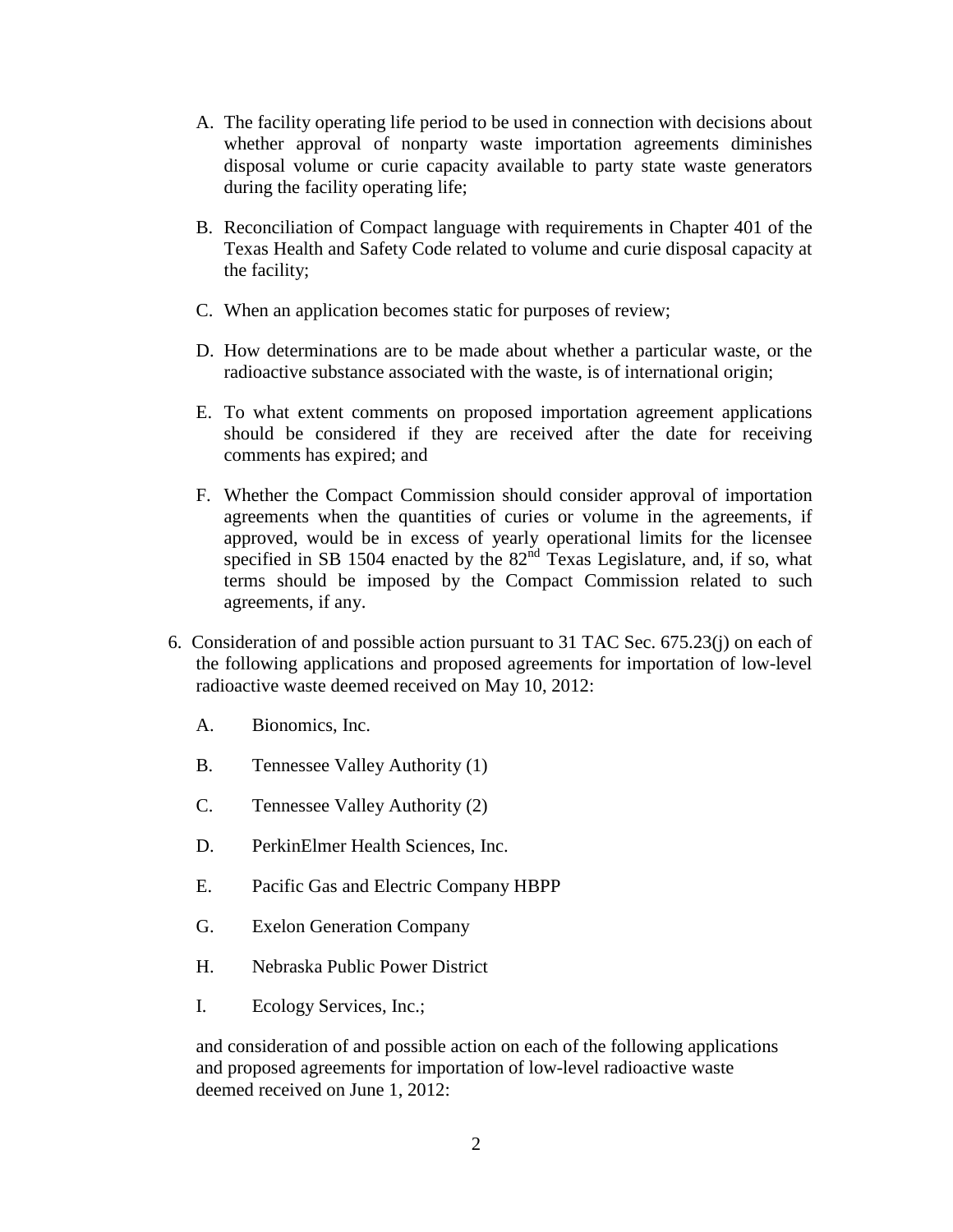A. The facility operating life period to be used in connection with decisions about whether approval of nonparty waste importation agreements diminishes disposal volume or curie capacity available to party state waste generators during the facility operating life;

B. Reconciliation of Compact language with requirements in Chapter 401 of the Texas Health and Safety Code related to volume and curie disposal capacity at the facility;

C. When an application becomes static for purposes of review;

D. How determinations are to be made about whether a particular waste, or the radioactive substance associated with the waste, is of international origin;

E. To what extent comments on proposed importation agreement applications should be considered if they are received after the date for receiving comments has expired; and

F. Whether the Compact Commission should consider approval of importation agreements when the quantities of curies or volume in the agreements, if approved, would be in excess of yearly operational limits for the licensee specified in SB 1504 enacted by the 82nd Texas Legislature, and, if so, what terms should be imposed by the Compact Commission related to such agreements, if any.

6. Consideration of and possible action pursuant to 31 TAC Sec. 675.23(j) on each of the following applications and proposed agreements for importation of low-level radioactive waste deemed received on May 10, 2012:

   A. Bionomics, Inc.

   B. Tennessee Valley Authority (1)

   C. Tennessee Valley Authority (2)

   D. PerkinElmer Health Sciences, Inc.

   E. Pacific Gas and Electric Company HBPP

   G. Exelon Generation Company

   H. Nebraska Public Power District

   I. Ecology Services, Inc.;

   and consideration of and possible action on each of the following applications and proposed agreements for importation of low-level radioactive waste deemed received on June 1, 2012: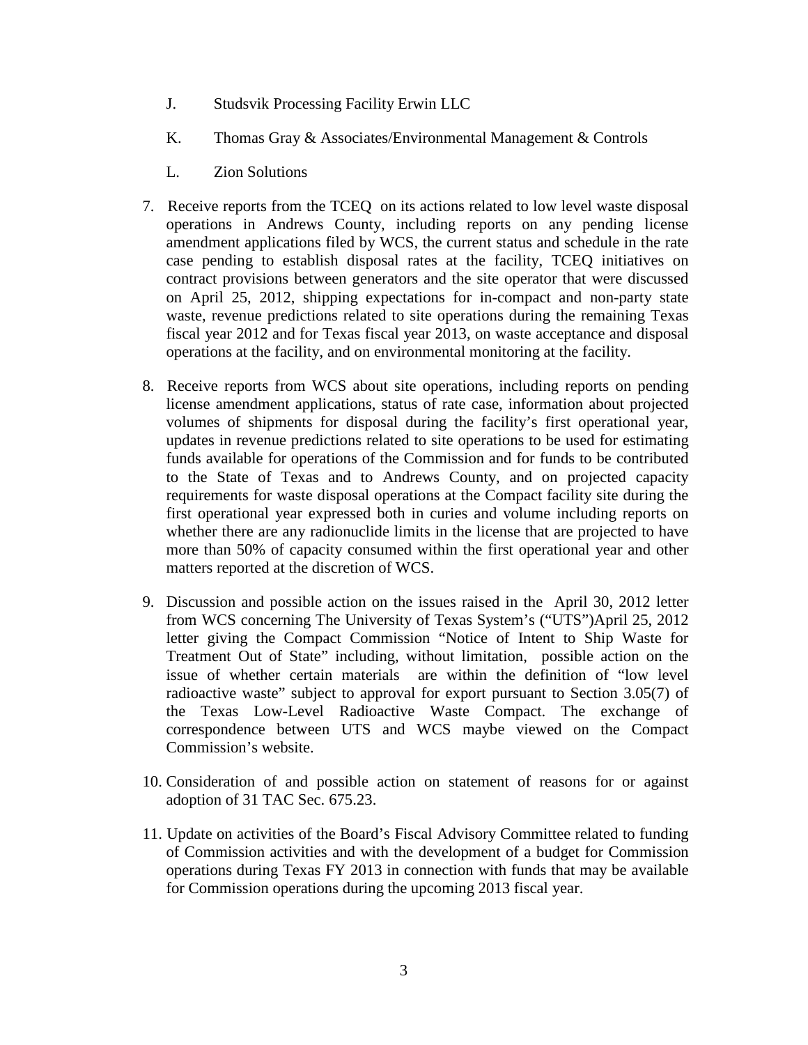J. Studsvik Processing Facility Erwin LLC

K. Thomas Gray & Associates/Environmental Management & Controls

L. Zion Solutions

7. Receive reports from the TCEQ on its actions related to low level waste disposal operations in Andrews County, including reports on any pending license amendment applications filed by WCS, the current status and schedule in the rate case pending to establish disposal rates at the facility, TCEQ initiatives on contract provisions between generators and the site operator that were discussed on April 25, 2012, shipping expectations for in-compact and non-party state waste, revenue predictions related to site operations during the remaining Texas fiscal year 2012 and for Texas fiscal year 2013, on waste acceptance and disposal operations at the facility, and on environmental monitoring at the facility.

8. Receive reports from WCS about site operations, including reports on pending license amendment applications, status of rate case, information about projected volumes of shipments for disposal during the facility's first operational year, updates in revenue predictions related to site operations to be used for estimating funds available for operations of the Commission and for funds to be contributed to the State of Texas and to Andrews County, and on projected capacity requirements for waste disposal operations at the Compact facility site during the first operational year expressed both in curies and volume including reports on whether there are any radionuclide limits in the license that are projected to have more than 50% of capacity consumed within the first operational year and other matters reported at the discretion of WCS.

9. Discussion and possible action on the issues raised in the April 30, 2012 letter from WCS concerning The University of Texas System's ("UTS")April 25, 2012 letter giving the Compact Commission "Notice of Intent to Ship Waste for Treatment Out of State" including, without limitation, possible action on the issue of whether certain materials are within the definition of "low level radioactive waste" subject to approval for export pursuant to Section 3.05(7) of the Texas Low-Level Radioactive Waste Compact. The exchange of correspondence between UTS and WCS maybe viewed on the Compact Commission's website.

10. Consideration of and possible action on statement of reasons for or against adoption of 31 TAC Sec. 675.23.

11. Update on activities of the Board's Fiscal Advisory Committee related to funding of Commission activities and with the development of a budget for Commission operations during Texas FY 2013 in connection with funds that may be available for Commission operations during the upcoming 2013 fiscal year.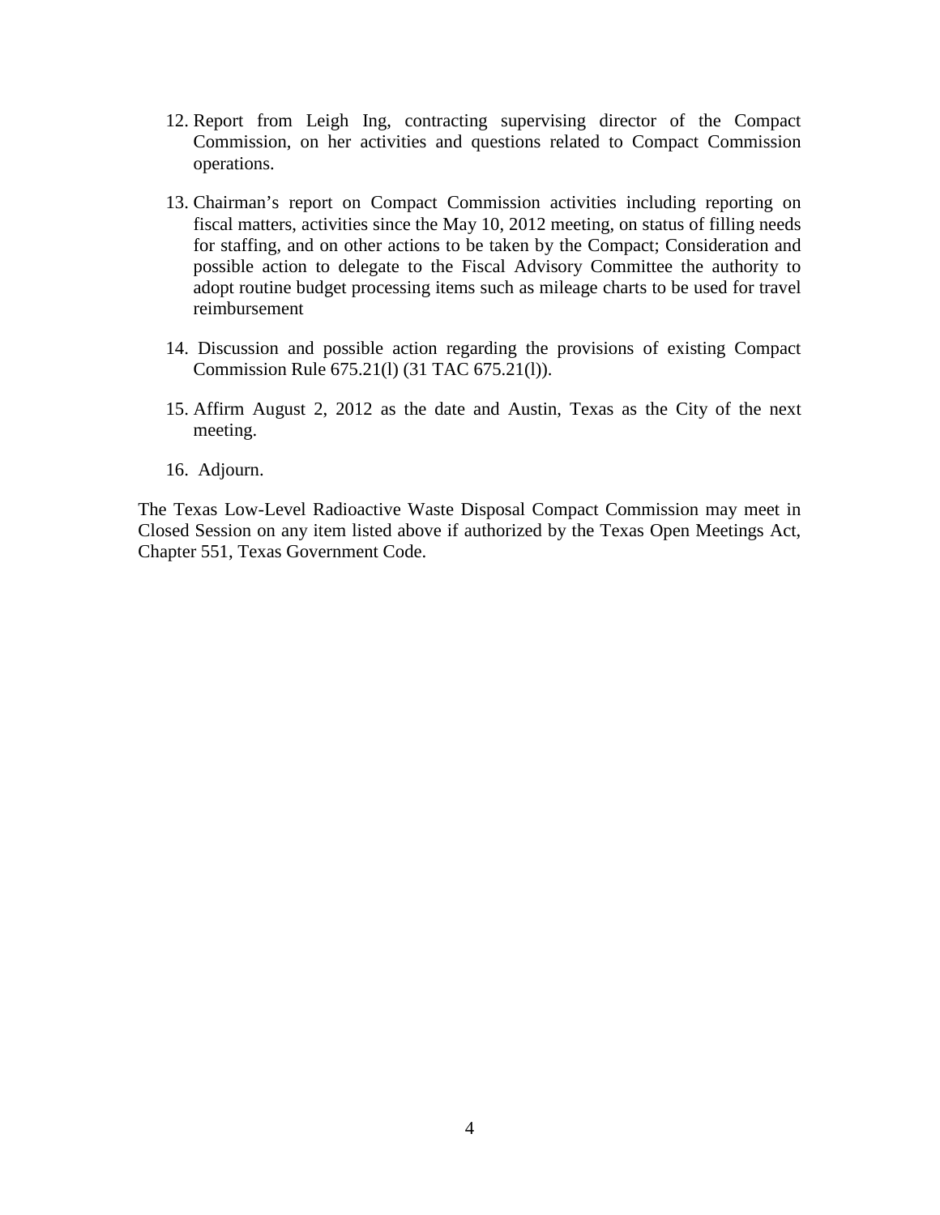12. Report from Leigh Ing, contracting supervising director of the Compact Commission, on her activities and questions related to Compact Commission operations.

13. Chairman's report on Compact Commission activities including reporting on fiscal matters, activities since the May 10, 2012 meeting, on status of filling needs for staffing, and on other actions to be taken by the Compact; Consideration and possible action to delegate to the Fiscal Advisory Committee the authority to adopt routine budget processing items such as mileage charts to be used for travel reimbursement

14. Discussion and possible action regarding the provisions of existing Compact Commission Rule 675.21(l) (31 TAC 675.21(l)).

15. Affirm August 2, 2012 as the date and Austin, Texas as the City of the next meeting.

16. Adjourn.

The Texas Low-Level Radioactive Waste Disposal Compact Commission may meet in Closed Session on any item listed above if authorized by the Texas Open Meetings Act, Chapter 551, Texas Government Code.